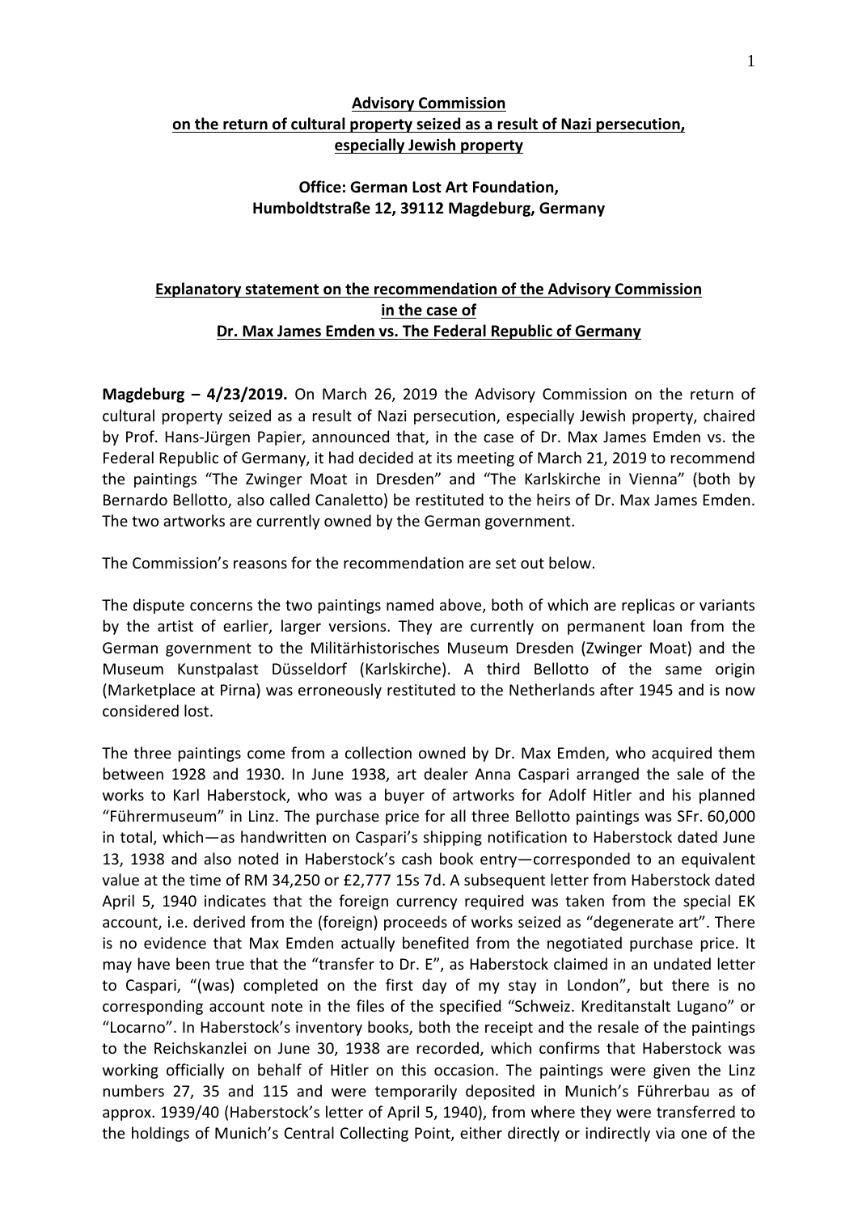**Advisory Commission**
**on the return of cultural property seized as a result of Nazi persecution, especially Jewish property**

**Office: German Lost Art Foundation, Humboldtstraße 12, 39112 Magdeburg, Germany**

**Explanatory statement on the recommendation of the Advisory Commission in the case of Dr. Max James Emden vs. The Federal Republic of Germany**

**Magdeburg – 4/23/2019.** On March 26, 2019 the Advisory Commission on the return of cultural property seized as a result of Nazi persecution, especially Jewish property, chaired by Prof. Hans-Jürgen Papier, announced that, in the case of Dr. Max James Emden vs. the Federal Republic of Germany, it had decided at its meeting of March 21, 2019 to recommend the paintings "The Zwinger Moat in Dresden" and "The Karlskirche in Vienna" (both by Bernardo Bellotto, also called Canaletto) be restituted to the heirs of Dr. Max James Emden. The two artworks are currently owned by the German government.

The Commission's reasons for the recommendation are set out below.

The dispute concerns the two paintings named above, both of which are replicas or variants by the artist of earlier, larger versions. They are currently on permanent loan from the German government to the Militärhistorisches Museum Dresden (Zwinger Moat) and the Museum Kunstpalast Düsseldorf (Karlskirche). A third Bellotto of the same origin (Marketplace at Pirna) was erroneously restituted to the Netherlands after 1945 and is now considered lost.

The three paintings come from a collection owned by Dr. Max Emden, who acquired them between 1928 and 1930. In June 1938, art dealer Anna Caspari arranged the sale of the works to Karl Haberstock, who was a buyer of artworks for Adolf Hitler and his planned "Führermuseum" in Linz. The purchase price for all three Bellotto paintings was SFr. 60,000 in total, which—as handwritten on Caspari's shipping notification to Haberstock dated June 13, 1938 and also noted in Haberstock's cash book entry—corresponded to an equivalent value at the time of RM 34,250 or £2,777 15s 7d. A subsequent letter from Haberstock dated April 5, 1940 indicates that the foreign currency required was taken from the special EK account, i.e. derived from the (foreign) proceeds of works seized as "degenerate art". There is no evidence that Max Emden actually benefited from the negotiated purchase price. It may have been true that the "transfer to Dr. E", as Haberstock claimed in an undated letter to Caspari, "(was) completed on the first day of my stay in London", but there is no corresponding account note in the files of the specified "Schweiz. Kreditanstalt Lugano" or "Locarno". In Haberstock's inventory books, both the receipt and the resale of the paintings to the Reichskanzlei on June 30, 1938 are recorded, which confirms that Haberstock was working officially on behalf of Hitler on this occasion. The paintings were given the Linz numbers 27, 35 and 115 and were temporarily deposited in Munich's Führerbau as of approx. 1939/40 (Haberstock's letter of April 5, 1940), from where they were transferred to the holdings of Munich's Central Collecting Point, either directly or indirectly via one of the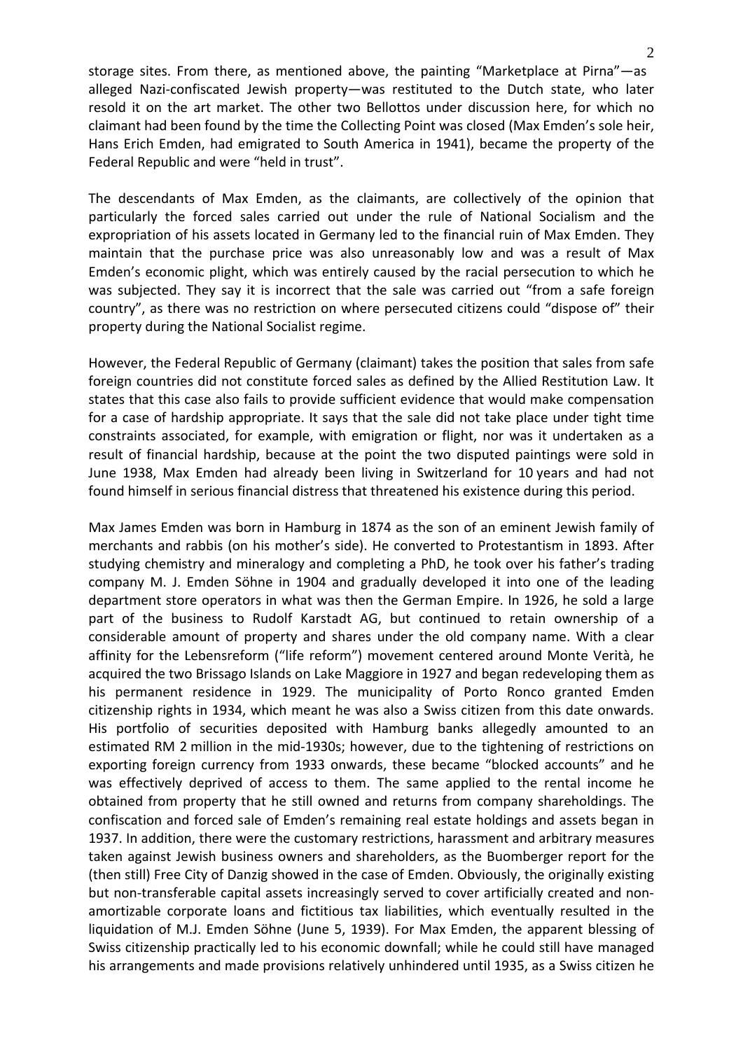storage sites. From there, as mentioned above, the painting "Marketplace at Pirna"—as alleged Nazi-confiscated Jewish property—was restituted to the Dutch state, who later resold it on the art market. The other two Bellottos under discussion here, for which no claimant had been found by the time the Collecting Point was closed (Max Emden's sole heir, Hans Erich Emden, had emigrated to South America in 1941), became the property of the Federal Republic and were "held in trust".

The descendants of Max Emden, as the claimants, are collectively of the opinion that particularly the forced sales carried out under the rule of National Socialism and the expropriation of his assets located in Germany led to the financial ruin of Max Emden. They maintain that the purchase price was also unreasonably low and was a result of Max Emden's economic plight, which was entirely caused by the racial persecution to which he was subjected. They say it is incorrect that the sale was carried out "from a safe foreign country", as there was no restriction on where persecuted citizens could "dispose of" their property during the National Socialist regime.

However, the Federal Republic of Germany (claimant) takes the position that sales from safe foreign countries did not constitute forced sales as defined by the Allied Restitution Law. It states that this case also fails to provide sufficient evidence that would make compensation for a case of hardship appropriate. It says that the sale did not take place under tight time constraints associated, for example, with emigration or flight, nor was it undertaken as a result of financial hardship, because at the point the two disputed paintings were sold in June 1938, Max Emden had already been living in Switzerland for 10 years and had not found himself in serious financial distress that threatened his existence during this period.

Max James Emden was born in Hamburg in 1874 as the son of an eminent Jewish family of merchants and rabbis (on his mother's side). He converted to Protestantism in 1893. After studying chemistry and mineralogy and completing a PhD, he took over his father's trading company M. J. Emden Söhne in 1904 and gradually developed it into one of the leading department store operators in what was then the German Empire. In 1926, he sold a large part of the business to Rudolf Karstadt AG, but continued to retain ownership of a considerable amount of property and shares under the old company name. With a clear affinity for the Lebensreform ("life reform") movement centered around Monte Verità, he acquired the two Brissago Islands on Lake Maggiore in 1927 and began redeveloping them as his permanent residence in 1929. The municipality of Porto Ronco granted Emden citizenship rights in 1934, which meant he was also a Swiss citizen from this date onwards. His portfolio of securities deposited with Hamburg banks allegedly amounted to an estimated RM 2 million in the mid-1930s; however, due to the tightening of restrictions on exporting foreign currency from 1933 onwards, these became "blocked accounts" and he was effectively deprived of access to them. The same applied to the rental income he obtained from property that he still owned and returns from company shareholdings. The confiscation and forced sale of Emden's remaining real estate holdings and assets began in 1937. In addition, there were the customary restrictions, harassment and arbitrary measures taken against Jewish business owners and shareholders, as the Buomberger report for the (then still) Free City of Danzig showed in the case of Emden. Obviously, the originally existing but non-transferable capital assets increasingly served to cover artificially created and non-amortizable corporate loans and fictitious tax liabilities, which eventually resulted in the liquidation of M.J. Emden Söhne (June 5, 1939). For Max Emden, the apparent blessing of Swiss citizenship practically led to his economic downfall; while he could still have managed his arrangements and made provisions relatively unhindered until 1935, as a Swiss citizen he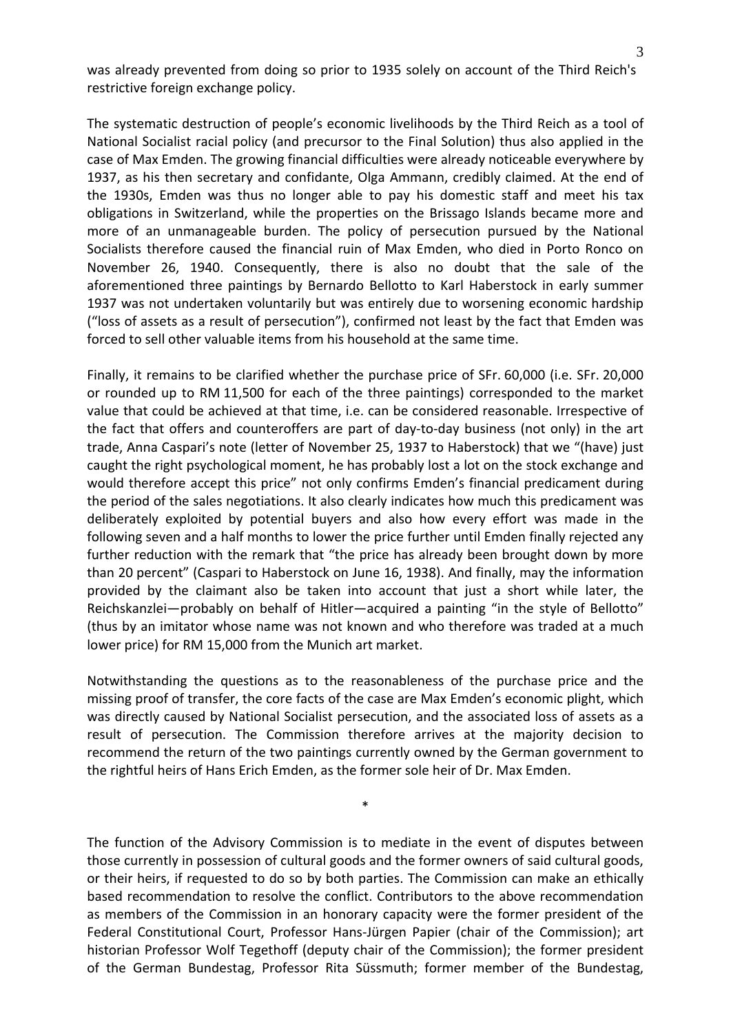was already prevented from doing so prior to 1935 solely on account of the Third Reich's restrictive foreign exchange policy.

The systematic destruction of people's economic livelihoods by the Third Reich as a tool of National Socialist racial policy (and precursor to the Final Solution) thus also applied in the case of Max Emden. The growing financial difficulties were already noticeable everywhere by 1937, as his then secretary and confidante, Olga Ammann, credibly claimed. At the end of the 1930s, Emden was thus no longer able to pay his domestic staff and meet his tax obligations in Switzerland, while the properties on the Brissago Islands became more and more of an unmanageable burden. The policy of persecution pursued by the National Socialists therefore caused the financial ruin of Max Emden, who died in Porto Ronco on November 26, 1940. Consequently, there is also no doubt that the sale of the aforementioned three paintings by Bernardo Bellotto to Karl Haberstock in early summer 1937 was not undertaken voluntarily but was entirely due to worsening economic hardship ("loss of assets as a result of persecution"), confirmed not least by the fact that Emden was forced to sell other valuable items from his household at the same time.

Finally, it remains to be clarified whether the purchase price of SFr. 60,000 (i.e. SFr. 20,000 or rounded up to RM 11,500 for each of the three paintings) corresponded to the market value that could be achieved at that time, i.e. can be considered reasonable. Irrespective of the fact that offers and counteroffers are part of day-to-day business (not only) in the art trade, Anna Caspari's note (letter of November 25, 1937 to Haberstock) that we "(have) just caught the right psychological moment, he has probably lost a lot on the stock exchange and would therefore accept this price" not only confirms Emden's financial predicament during the period of the sales negotiations. It also clearly indicates how much this predicament was deliberately exploited by potential buyers and also how every effort was made in the following seven and a half months to lower the price further until Emden finally rejected any further reduction with the remark that "the price has already been brought down by more than 20 percent" (Caspari to Haberstock on June 16, 1938). And finally, may the information provided by the claimant also be taken into account that just a short while later, the Reichskanzlei—probably on behalf of Hitler—acquired a painting "in the style of Bellotto" (thus by an imitator whose name was not known and who therefore was traded at a much lower price) for RM 15,000 from the Munich art market.

Notwithstanding the questions as to the reasonableness of the purchase price and the missing proof of transfer, the core facts of the case are Max Emden's economic plight, which was directly caused by National Socialist persecution, and the associated loss of assets as a result of persecution. The Commission therefore arrives at the majority decision to recommend the return of the two paintings currently owned by the German government to the rightful heirs of Hans Erich Emden, as the former sole heir of Dr. Max Emden.

*

The function of the Advisory Commission is to mediate in the event of disputes between those currently in possession of cultural goods and the former owners of said cultural goods, or their heirs, if requested to do so by both parties. The Commission can make an ethically based recommendation to resolve the conflict. Contributors to the above recommendation as members of the Commission in an honorary capacity were the former president of the Federal Constitutional Court, Professor Hans-Jürgen Papier (chair of the Commission); art historian Professor Wolf Tegethoff (deputy chair of the Commission); the former president of the German Bundestag, Professor Rita Süssmuth; former member of the Bundestag,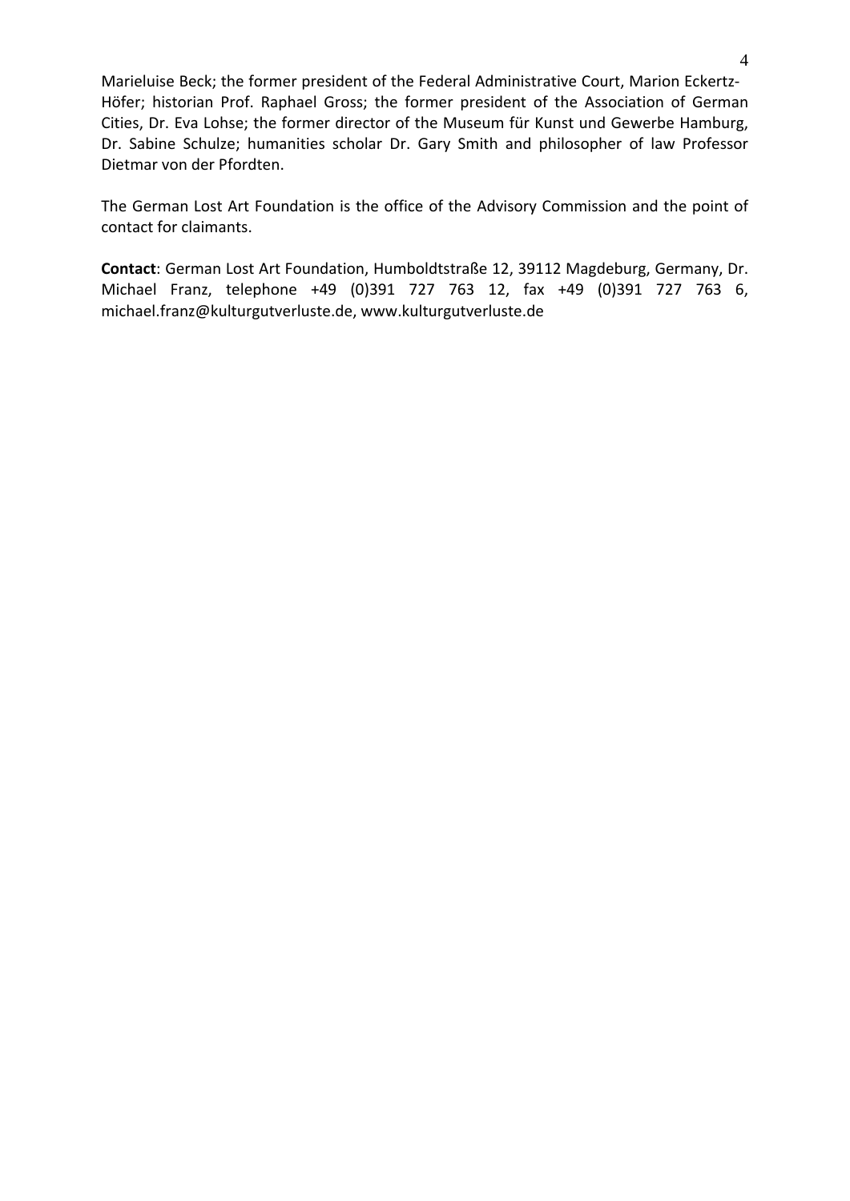Marieluise Beck; the former president of the Federal Administrative Court, Marion Eckertz-Höfer; historian Prof. Raphael Gross; the former president of the Association of German Cities, Dr. Eva Lohse; the former director of the Museum für Kunst und Gewerbe Hamburg, Dr. Sabine Schulze; humanities scholar Dr. Gary Smith and philosopher of law Professor Dietmar von der Pfordten.

The German Lost Art Foundation is the office of the Advisory Commission and the point of contact for claimants.

**Contact**: German Lost Art Foundation, Humboldtstraße 12, 39112 Magdeburg, Germany, Dr. Michael Franz, telephone +49 (0)391 727 763 12, fax +49 (0)391 727 763 6, michael.franz@kulturgutverluste.de, www.kulturgutverluste.de